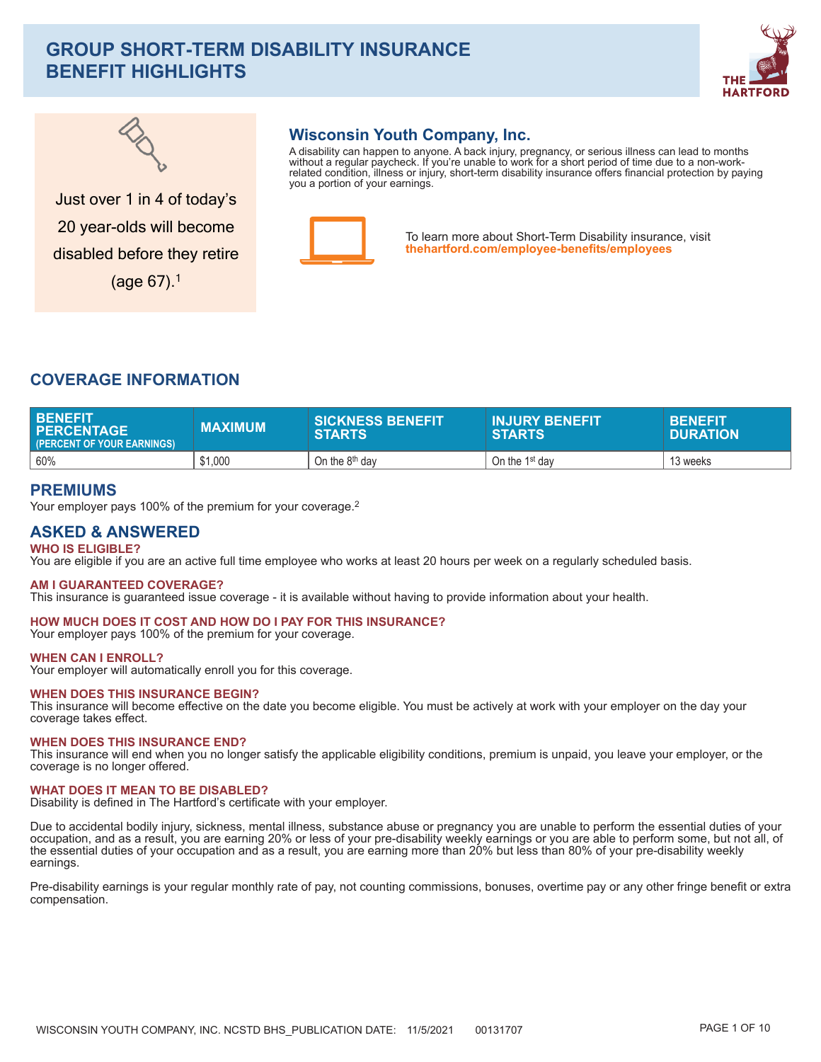# GROUP SHORT-TERM DISABILITY INSURANCE BENEFIT HIGHLIGHTS

THE HARTFORD

Just over 1 in 4 of today's 20 year-olds will become disabled before they retire (age 67).[1]

## Wisconsin Youth Company, Inc.

A disability can happen to anyone. A back injury, pregnancy, or serious illness can lead to months without a regular paycheck. If you're unable to work for a short period of time due to a non-work-related condition, illness or injury, short-term disability insurance offers financial protection by paying you a portion of your earnings.

To learn more about Short-Term Disability insurance, visit **thehartford.com/employee-benefits/employees**

## COVERAGE INFORMATION

| BENEFIT PERCENTAGE (PERCENT OF YOUR EARNINGS) | MAXIMUM | SICKNESS BENEFIT STARTS | INJURY BENEFIT STARTS | BENEFIT DURATION |
|---|---|---|---|---|
| 60% | $1,000 | On the 8th day | On the 1st day | 13 weeks |

## PREMIUMS

Your employer pays 100% of the premium for your coverage.[2]

## ASKED & ANSWERED

### WHO IS ELIGIBLE?

You are eligible if you are an active full time employee who works at least 20 hours per week on a regularly scheduled basis.

### AM I GUARANTEED COVERAGE?

This insurance is guaranteed issue coverage - it is available without having to provide information about your health.

### HOW MUCH DOES IT COST AND HOW DO I PAY FOR THIS INSURANCE?

Your employer pays 100% of the premium for your coverage.

### WHEN CAN I ENROLL?

Your employer will automatically enroll you for this coverage.

### WHEN DOES THIS INSURANCE BEGIN?

This insurance will become effective on the date you become eligible. You must be actively at work with your employer on the day your coverage takes effect.

### WHEN DOES THIS INSURANCE END?

This insurance will end when you no longer satisfy the applicable eligibility conditions, premium is unpaid, you leave your employer, or the coverage is no longer offered.

### WHAT DOES IT MEAN TO BE DISABLED?

Disability is defined in The Hartford's certificate with your employer.

Due to accidental bodily injury, sickness, mental illness, substance abuse or pregnancy you are unable to perform the essential duties of your occupation, and as a result, you are earning 20% or less of your pre-disability weekly earnings or you are able to perform some, but not all, of the essential duties of your occupation and as a result, you are earning more than 20% but less than 80% of your pre-disability weekly earnings.

Pre-disability earnings is your regular monthly rate of pay, not counting commissions, bonuses, overtime pay or any other fringe benefit or extra compensation.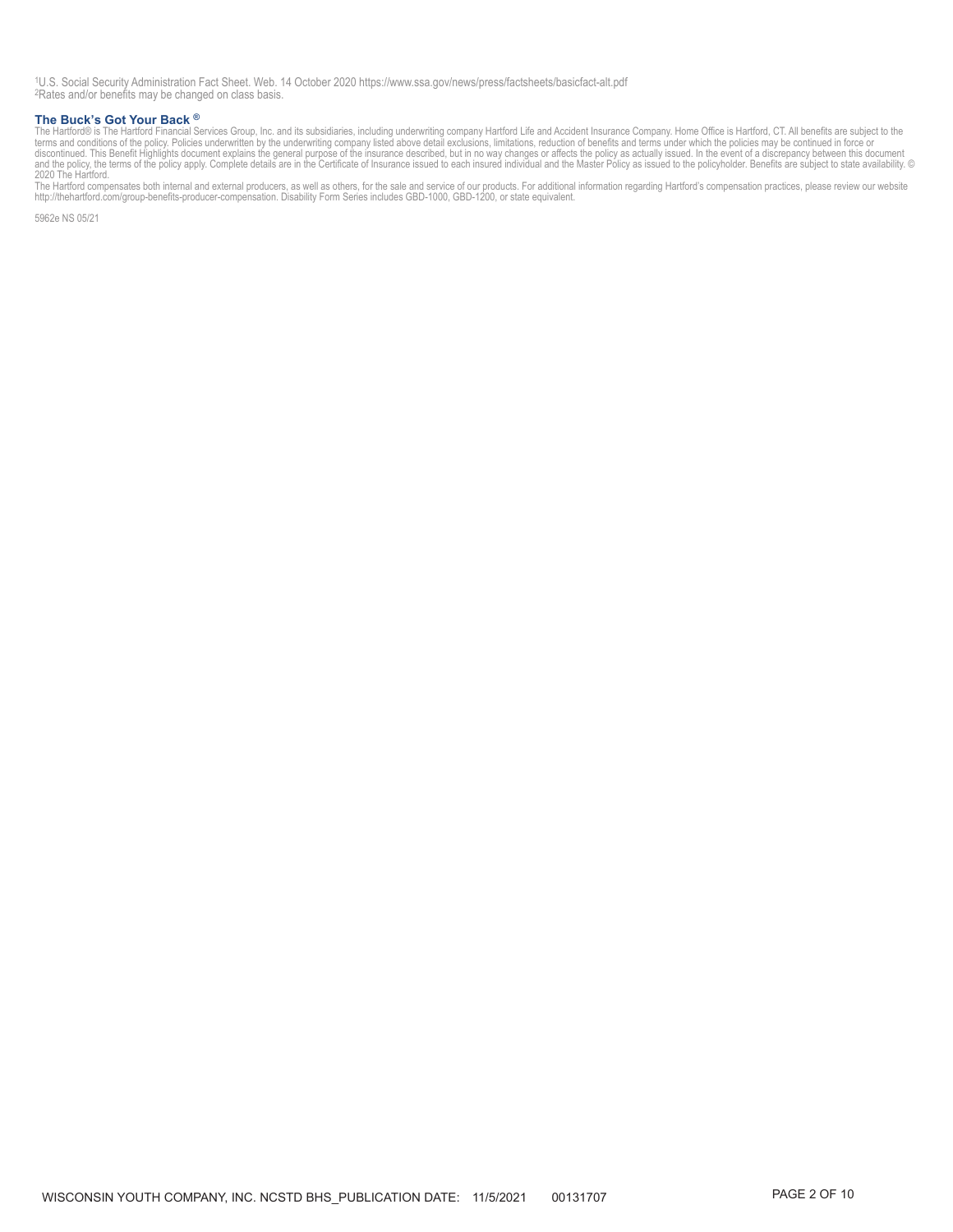[1]U.S. Social Security Administration Fact Sheet. Web. 14 October 2020 https://www.ssa.gov/news/press/factsheets/basicfact-alt.pdf
[2]Rates and/or benefits may be changed on class basis.

**The Buck's Got Your Back ®**

The Hartford® is The Hartford Financial Services Group, Inc. and its subsidiaries, including underwriting company Hartford Life and Accident Insurance Company. Home Office is Hartford, CT. All benefits are subject to the terms and conditions of the policy. Policies underwritten by the underwriting company listed above detail exclusions, limitations, reduction of benefits and terms under which the policies may be continued in force or discontinued. This Benefit Highlights document explains the general purpose of the insurance described, but in no way changes or affects the policy as actually issued. In the event of a discrepancy between this document and the policy, the terms of the policy apply. Complete details are in the Certificate of Insurance issued to each insured individual and the Master Policy as issued to the policyholder. Benefits are subject to state availability. © 2020 The Hartford.

The Hartford compensates both internal and external producers, as well as others, for the sale and service of our products. For additional information regarding Hartford's compensation practices, please review our website http://thehartford.com/group-benefits-producer-compensation. Disability Form Series includes GBD-1000, GBD-1200, or state equivalent.

5962e NS 05/21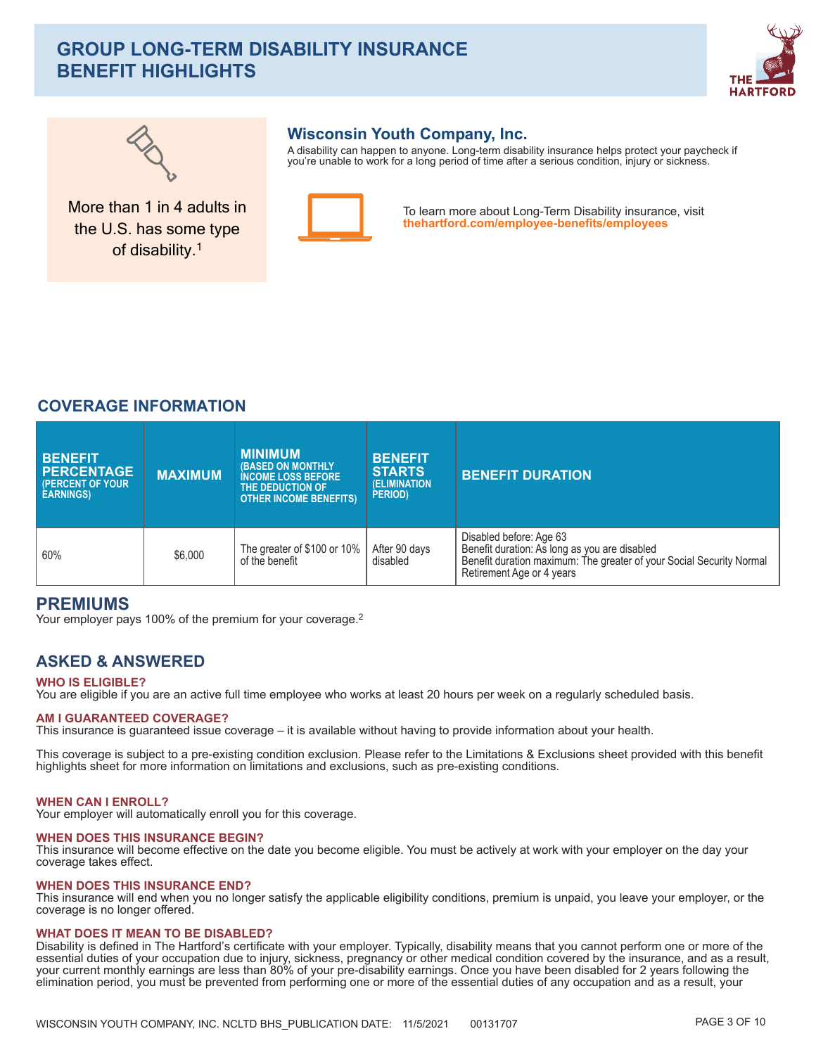# GROUP LONG-TERM DISABILITY INSURANCE BENEFIT HIGHLIGHTS

THE HARTFORD

More than 1 in 4 adults in the U.S. has some type of disability.[1]

## Wisconsin Youth Company, Inc.

A disability can happen to anyone. Long-term disability insurance helps protect your paycheck if you're unable to work for a long period of time after a serious condition, injury or sickness.

To learn more about Long-Term Disability insurance, visit **thehartford.com/employee-benefits/employees**

## COVERAGE INFORMATION

| BENEFIT PERCENTAGE (PERCENT OF YOUR EARNINGS) | MAXIMUM | MINIMUM (BASED ON MONTHLY INCOME LOSS BEFORE THE DEDUCTION OF OTHER INCOME BENEFITS) | BENEFIT STARTS (ELIMINATION PERIOD) | BENEFIT DURATION |
| --- | --- | --- | --- | --- |
| 60% | $6,000 | The greater of $100 or 10% of the benefit | After 90 days disabled | Disabled before: Age 63<br>Benefit duration: As long as you are disabled<br>Benefit duration maximum: The greater of your Social Security Normal Retirement Age or 4 years |

## PREMIUMS

Your employer pays 100% of the premium for your coverage.[2]

## ASKED & ANSWERED

**WHO IS ELIGIBLE?**

You are eligible if you are an active full time employee who works at least 20 hours per week on a regularly scheduled basis.

**AM I GUARANTEED COVERAGE?**

This insurance is guaranteed issue coverage – it is available without having to provide information about your health.

This coverage is subject to a pre-existing condition exclusion. Please refer to the Limitations & Exclusions sheet provided with this benefit highlights sheet for more information on limitations and exclusions, such as pre-existing conditions.

**WHEN CAN I ENROLL?**

Your employer will automatically enroll you for this coverage.

**WHEN DOES THIS INSURANCE BEGIN?**

This insurance will become effective on the date you become eligible. You must be actively at work with your employer on the day your coverage takes effect.

**WHEN DOES THIS INSURANCE END?**

This insurance will end when you no longer satisfy the applicable eligibility conditions, premium is unpaid, you leave your employer, or the coverage is no longer offered.

**WHAT DOES IT MEAN TO BE DISABLED?**

Disability is defined in The Hartford's certificate with your employer. Typically, disability means that you cannot perform one or more of the essential duties of your occupation due to injury, sickness, pregnancy or other medical condition covered by the insurance, and as a result, your current monthly earnings are less than 80% of your pre-disability earnings. Once you have been disabled for 2 years following the elimination period, you must be prevented from performing one or more of the essential duties of any occupation and as a result, your

WISCONSIN YOUTH COMPANY, INC. NCLTD BHS_PUBLICATION DATE: 11/5/2021 00131707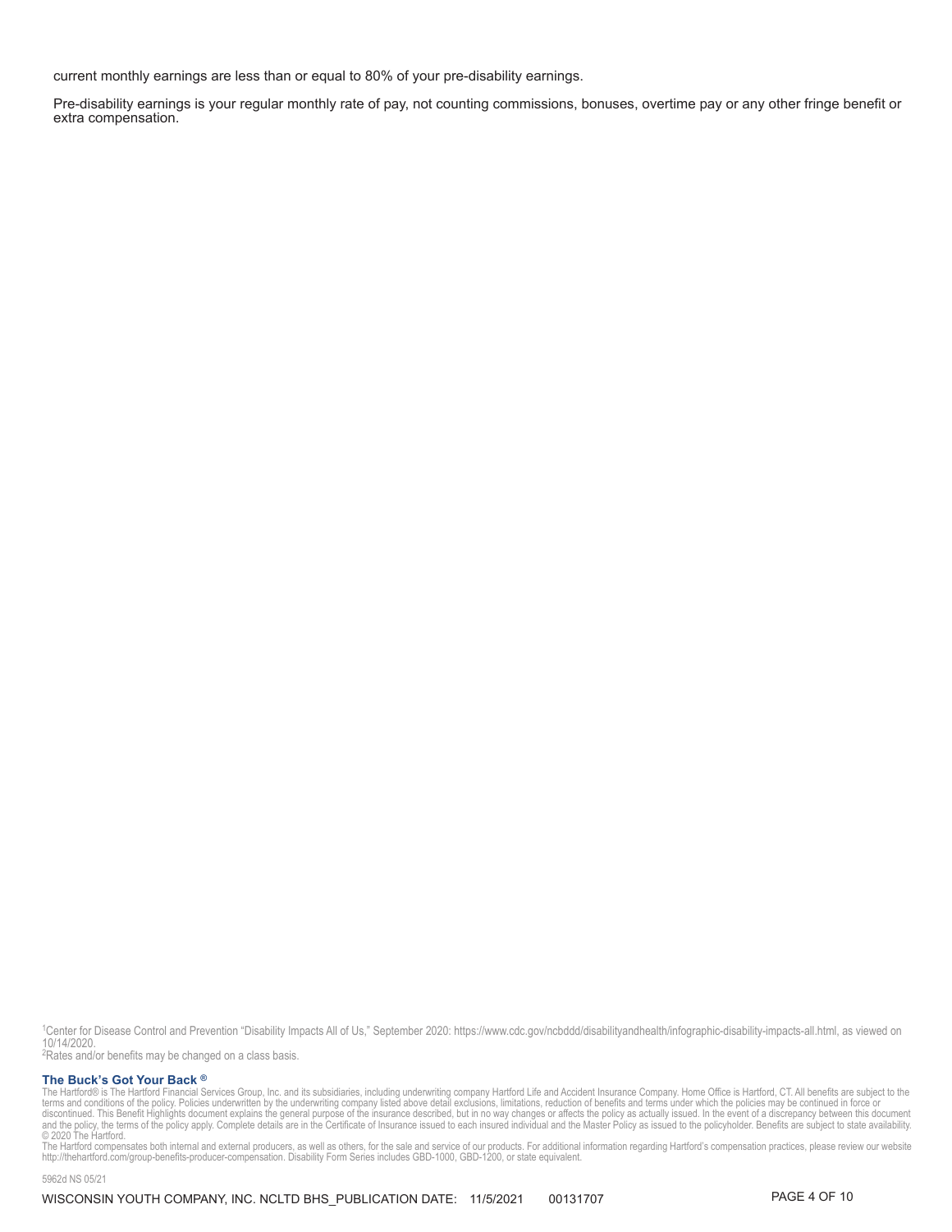current monthly earnings are less than or equal to 80% of your pre-disability earnings.

Pre-disability earnings is your regular monthly rate of pay, not counting commissions, bonuses, overtime pay or any other fringe benefit or extra compensation.

[1]Center for Disease Control and Prevention "Disability Impacts All of Us," September 2020: https://www.cdc.gov/ncbddd/disabilityandhealth/infographic-disability-impacts-all.html, as viewed on 10/14/2020.
[2]Rates and/or benefits may be changed on a class basis.

**The Buck's Got Your Back ®**

The Hartford® is The Hartford Financial Services Group, Inc. and its subsidiaries, including underwriting company Hartford Life and Accident Insurance Company. Home Office is Hartford, CT. All benefits are subject to the terms and conditions of the policy. Policies underwritten by the underwriting company listed above detail exclusions, limitations, reduction of benefits and terms under which the policies may be continued in force or discontinued. This Benefit Highlights document explains the general purpose of the insurance described, but in no way changes or affects the policy as actually issued. In the event of a discrepancy between this document and the policy, the terms of the policy apply. Complete details are in the Certificate of Insurance issued to each insured individual and the Master Policy as issued to the policyholder. Benefits are subject to state availability. © 2020 The Hartford.
The Hartford compensates both internal and external producers, as well as others, for the sale and service of our products. For additional information regarding Hartford's compensation practices, please review our website http://thehartford.com/group-benefits-producer-compensation. Disability Form Series includes GBD-1000, GBD-1200, or state equivalent.

5962d NS 05/21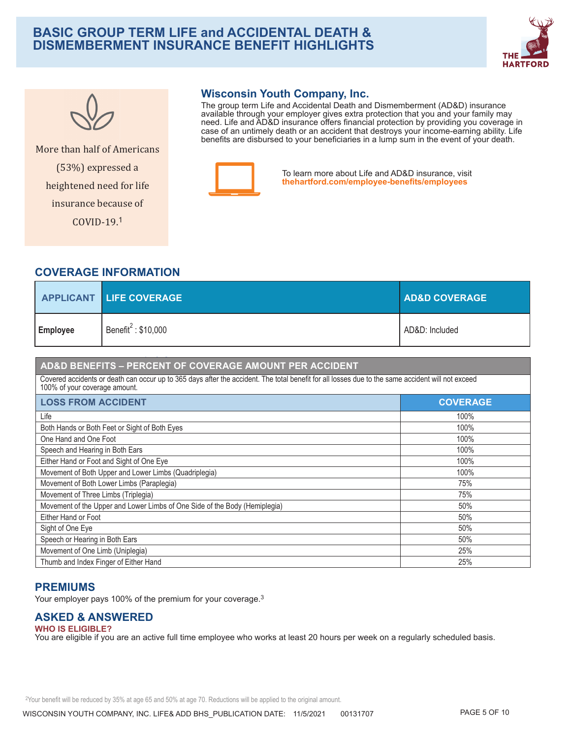# BASIC GROUP TERM LIFE and ACCIDENTAL DEATH & DISMEMBERMENT INSURANCE BENEFIT HIGHLIGHTS

More than half of Americans (53%) expressed a heightened need for life insurance because of COVID-19.[1]

## Wisconsin Youth Company, Inc.

The group term Life and Accidental Death and Dismemberment (AD&D) insurance available through your employer gives extra protection that you and your family may need. Life and AD&D insurance offers financial protection by providing you coverage in case of an untimely death or an accident that destroys your income-earning ability. Life benefits are disbursed to your beneficiaries in a lump sum in the event of your death.

To learn more about Life and AD&D insurance, visit **thehartford.com/employee-benefits/employees**

## COVERAGE INFORMATION

| APPLICANT | LIFE COVERAGE | AD&D COVERAGE |
|---|---|---|
| **Employee** | Benefit[2] : $10,000 | AD&D: Included |

| AD&D BENEFITS – PERCENT OF COVERAGE AMOUNT PER ACCIDENT | |
|---|---|
| Covered accidents or death can occur up to 365 days after the accident. The total benefit for all losses due to the same accident will not exceed 100% of your coverage amount. | |
| **LOSS FROM ACCIDENT** | **COVERAGE** |
| Life | 100% |
| Both Hands or Both Feet or Sight of Both Eyes | 100% |
| One Hand and One Foot | 100% |
| Speech and Hearing in Both Ears | 100% |
| Either Hand or Foot and Sight of One Eye | 100% |
| Movement of Both Upper and Lower Limbs (Quadriplegia) | 100% |
| Movement of Both Lower Limbs (Paraplegia) | 75% |
| Movement of Three Limbs (Triplegia) | 75% |
| Movement of the Upper and Lower Limbs of One Side of the Body (Hemiplegia) | 50% |
| Either Hand or Foot | 50% |
| Sight of One Eye | 50% |
| Speech or Hearing in Both Ears | 50% |
| Movement of One Limb (Uniplegia) | 25% |
| Thumb and Index Finger of Either Hand | 25% |

## PREMIUMS

Your employer pays 100% of the premium for your coverage.[3]

## ASKED & ANSWERED

**WHO IS ELIGIBLE?**

You are eligible if you are an active full time employee who works at least 20 hours per week on a regularly scheduled basis.

[2]Your benefit will be reduced by 35% at age 65 and 50% at age 70. Reductions will be applied to the original amount.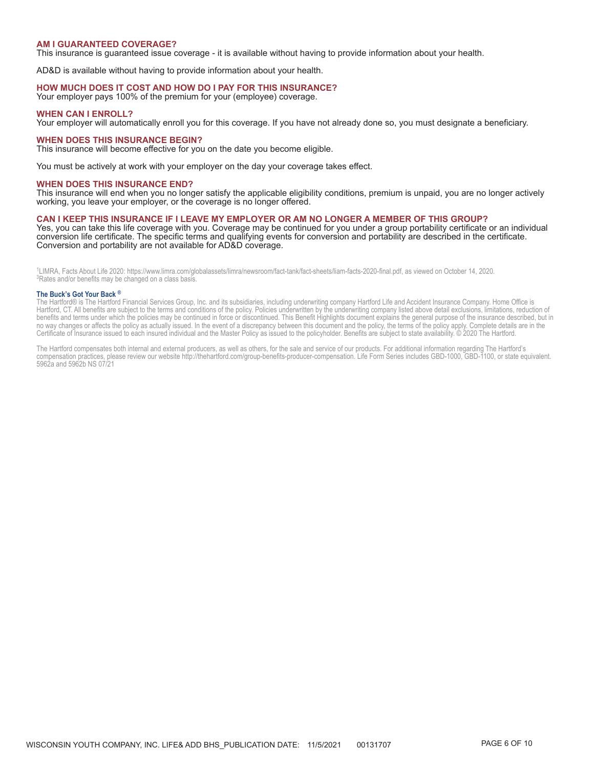### AM I GUARANTEED COVERAGE?

This insurance is guaranteed issue coverage - it is available without having to provide information about your health.

AD&D is available without having to provide information about your health.

### HOW MUCH DOES IT COST AND HOW DO I PAY FOR THIS INSURANCE?

Your employer pays 100% of the premium for your (employee) coverage.

### WHEN CAN I ENROLL?

Your employer will automatically enroll you for this coverage. If you have not already done so, you must designate a beneficiary.

### WHEN DOES THIS INSURANCE BEGIN?

This insurance will become effective for you on the date you become eligible.

You must be actively at work with your employer on the day your coverage takes effect.

### WHEN DOES THIS INSURANCE END?

This insurance will end when you no longer satisfy the applicable eligibility conditions, premium is unpaid, you are no longer actively working, you leave your employer, or the coverage is no longer offered.

### CAN I KEEP THIS INSURANCE IF I LEAVE MY EMPLOYER OR AM NO LONGER A MEMBER OF THIS GROUP?

Yes, you can take this life coverage with you. Coverage may be continued for you under a group portability certificate or an individual conversion life certificate. The specific terms and qualifying events for conversion and portability are described in the certificate. Conversion and portability are not available for AD&D coverage.

[1]LIMRA, Facts About Life 2020: https://www.limra.com/globalassets/limra/newsroom/fact-tank/fact-sheets/liam-facts-2020-final.pdf, as viewed on October 14, 2020.
[3]Rates and/or benefits may be changed on a class basis.

**The Buck's Got Your Back ®**

The Hartford® is The Hartford Financial Services Group, Inc. and its subsidiaries, including underwriting company Hartford Life and Accident Insurance Company. Home Office is Hartford, CT. All benefits are subject to the terms and conditions of the policy. Policies underwritten by the underwriting company listed above detail exclusions, limitations, reduction of benefits and terms under which the policies may be continued in force or discontinued. This Benefit Highlights document explains the general purpose of the insurance described, but in no way changes or affects the policy as actually issued. In the event of a discrepancy between this document and the policy, the terms of the policy apply. Complete details are in the Certificate of Insurance issued to each insured individual and the Master Policy as issued to the policyholder. Benefits are subject to state availability. © 2020 The Hartford.

The Hartford compensates both internal and external producers, as well as others, for the sale and service of our products. For additional information regarding The Hartford's compensation practices, please review our website http://thehartford.com/group-benefits-producer-compensation. Life Form Series includes GBD-1000, GBD-1100, or state equivalent. 5962a and 5962b NS 07/21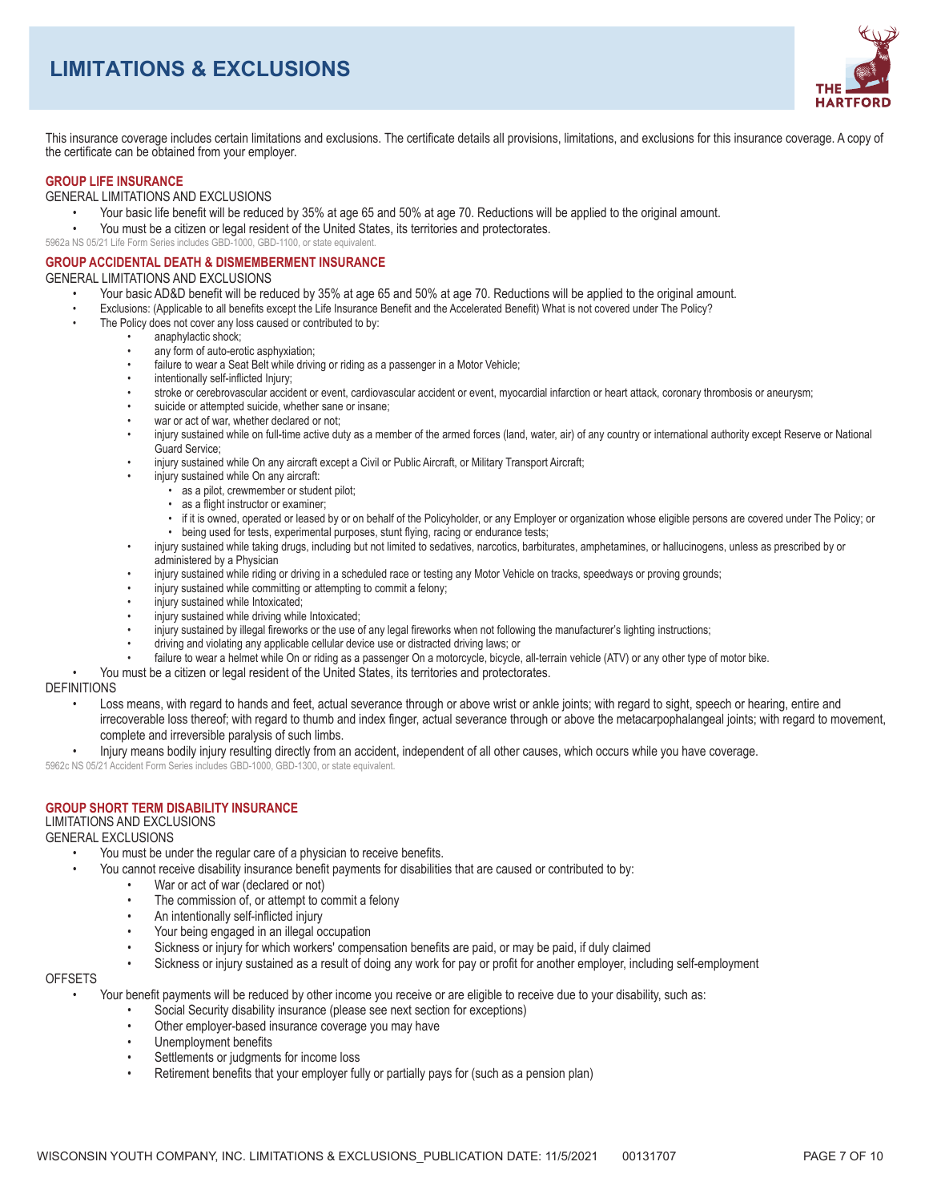# LIMITATIONS & EXCLUSIONS

This insurance coverage includes certain limitations and exclusions. The certificate details all provisions, limitations, and exclusions for this insurance coverage. A copy of the certificate can be obtained from your employer.

## GROUP LIFE INSURANCE

GENERAL LIMITATIONS AND EXCLUSIONS

- Your basic life benefit will be reduced by 35% at age 65 and 50% at age 70. Reductions will be applied to the original amount.
- You must be a citizen or legal resident of the United States, its territories and protectorates.

5962a NS 05/21 Life Form Series includes GBD-1000, GBD-1100, or state equivalent.

## GROUP ACCIDENTAL DEATH & DISMEMBERMENT INSURANCE

GENERAL LIMITATIONS AND EXCLUSIONS

- Your basic AD&D benefit will be reduced by 35% at age 65 and 50% at age 70. Reductions will be applied to the original amount.
- Exclusions: (Applicable to all benefits except the Life Insurance Benefit and the Accelerated Benefit) What is not covered under The Policy?
- The Policy does not cover any loss caused or contributed to by:
  - anaphylactic shock;
  - any form of auto-erotic asphyxiation;
  - failure to wear a Seat Belt while driving or riding as a passenger in a Motor Vehicle;
  - intentionally self-inflicted Injury;
  - stroke or cerebrovascular accident or event, cardiovascular accident or event, myocardial infarction or heart attack, coronary thrombosis or aneurysm;
  - suicide or attempted suicide, whether sane or insane;
  - war or act of war, whether declared or not;
  - injury sustained while on full-time active duty as a member of the armed forces (land, water, air) of any country or international authority except Reserve or National Guard Service;
  - injury sustained while On any aircraft except a Civil or Public Aircraft, or Military Transport Aircraft;
  - injury sustained while On any aircraft:
    - as a pilot, crewmember or student pilot;
    - as a flight instructor or examiner;
    - if it is owned, operated or leased by or on behalf of the Policyholder, or any Employer or organization whose eligible persons are covered under The Policy; or
    - being used for tests, experimental purposes, stunt flying, racing or endurance tests;
  - injury sustained while taking drugs, including but not limited to sedatives, narcotics, barbiturates, amphetamines, or hallucinogens, unless as prescribed by or administered by a Physician
  - injury sustained while riding or driving in a scheduled race or testing any Motor Vehicle on tracks, speedways or proving grounds;
  - injury sustained while committing or attempting to commit a felony;
  - injury sustained while Intoxicated;
  - injury sustained while driving while Intoxicated;
  - injury sustained by illegal fireworks or the use of any legal fireworks when not following the manufacturer's lighting instructions;
  - driving and violating any applicable cellular device use or distracted driving laws; or
  - failure to wear a helmet while On or riding as a passenger On a motorcycle, bicycle, all-terrain vehicle (ATV) or any other type of motor bike.
- You must be a citizen or legal resident of the United States, its territories and protectorates.

DEFINITIONS

- Loss means, with regard to hands and feet, actual severance through or above wrist or ankle joints; with regard to sight, speech or hearing, entire and irrecoverable loss thereof; with regard to thumb and index finger, actual severance through or above the metacarpophalangeal joints; with regard to movement, complete and irreversible paralysis of such limbs.
- Injury means bodily injury resulting directly from an accident, independent of all other causes, which occurs while you have coverage.

5962c NS 05/21 Accident Form Series includes GBD-1000, GBD-1300, or state equivalent.

## GROUP SHORT TERM DISABILITY INSURANCE

LIMITATIONS AND EXCLUSIONS

GENERAL EXCLUSIONS

- You must be under the regular care of a physician to receive benefits.
- You cannot receive disability insurance benefit payments for disabilities that are caused or contributed to by:
  - War or act of war (declared or not)
  - The commission of, or attempt to commit a felony
  - An intentionally self-inflicted injury
  - Your being engaged in an illegal occupation
  - Sickness or injury for which workers' compensation benefits are paid, or may be paid, if duly claimed
  - Sickness or injury sustained as a result of doing any work for pay or profit for another employer, including self-employment

OFFSETS

- Your benefit payments will be reduced by other income you receive or are eligible to receive due to your disability, such as:
  - Social Security disability insurance (please see next section for exceptions)
  - Other employer-based insurance coverage you may have
  - Unemployment benefits
  - Settlements or judgments for income loss
  - Retirement benefits that your employer fully or partially pays for (such as a pension plan)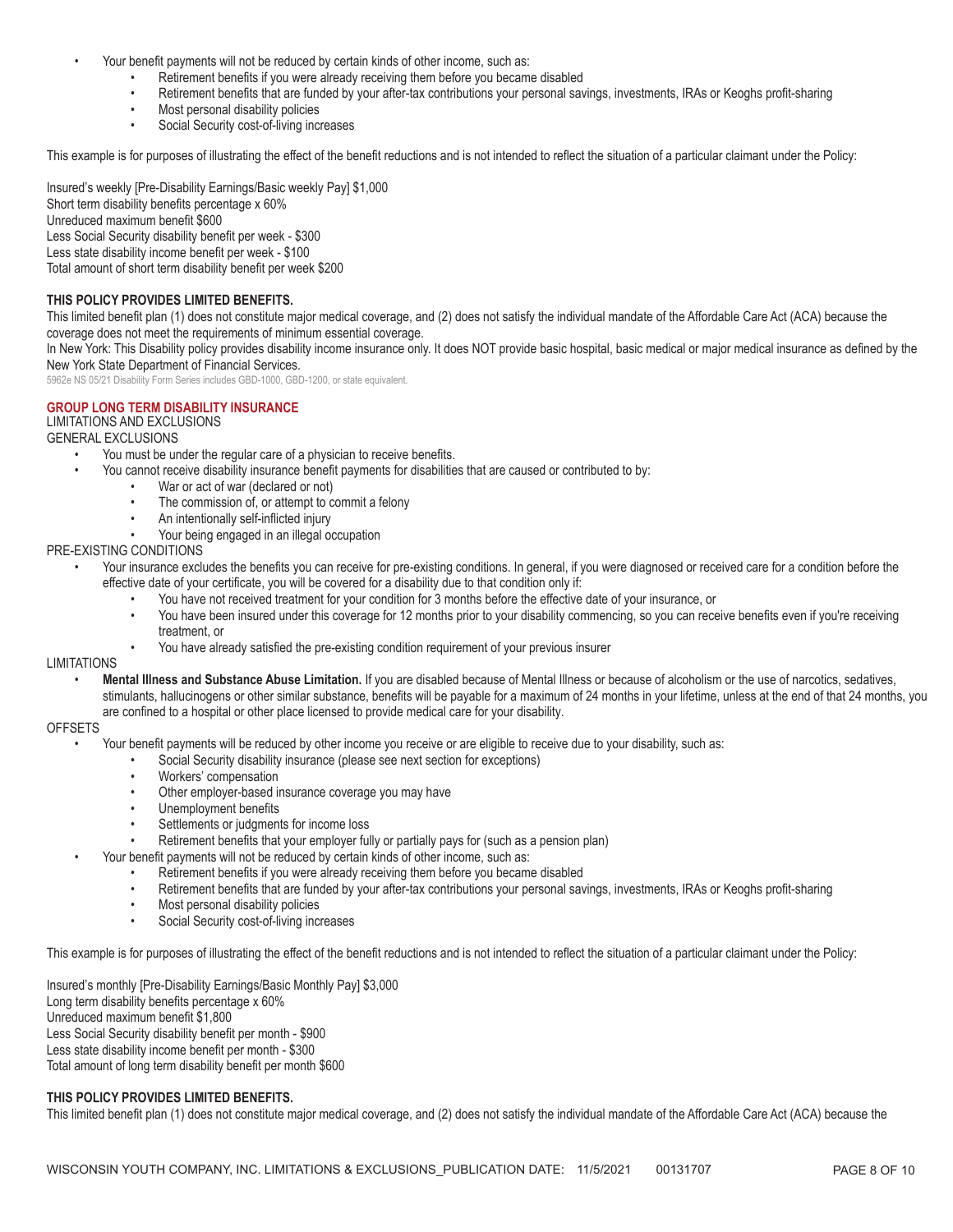- Your benefit payments will not be reduced by certain kinds of other income, such as:
  - Retirement benefits if you were already receiving them before you became disabled
  - Retirement benefits that are funded by your after-tax contributions your personal savings, investments, IRAs or Keoghs profit-sharing
  - Most personal disability policies
  - Social Security cost-of-living increases

This example is for purposes of illustrating the effect of the benefit reductions and is not intended to reflect the situation of a particular claimant under the Policy:

Insured's weekly [Pre-Disability Earnings/Basic weekly Pay] $1,000
Short term disability benefits percentage x 60%
Unreduced maximum benefit $600
Less Social Security disability benefit per week - $300
Less state disability income benefit per week - $100
Total amount of short term disability benefit per week $200

**THIS POLICY PROVIDES LIMITED BENEFITS.**

This limited benefit plan (1) does not constitute major medical coverage, and (2) does not satisfy the individual mandate of the Affordable Care Act (ACA) because the coverage does not meet the requirements of minimum essential coverage.

In New York: This Disability policy provides disability income insurance only. It does NOT provide basic hospital, basic medical or major medical insurance as defined by the New York State Department of Financial Services.

5962e NS 05/21 Disability Form Series includes GBD-1000, GBD-1200, or state equivalent.

## GROUP LONG TERM DISABILITY INSURANCE

LIMITATIONS AND EXCLUSIONS

GENERAL EXCLUSIONS

- You must be under the regular care of a physician to receive benefits.
- You cannot receive disability insurance benefit payments for disabilities that are caused or contributed to by:
  - War or act of war (declared or not)
  - The commission of, or attempt to commit a felony
  - An intentionally self-inflicted injury
  - Your being engaged in an illegal occupation

PRE-EXISTING CONDITIONS

- Your insurance excludes the benefits you can receive for pre-existing conditions. In general, if you were diagnosed or received care for a condition before the effective date of your certificate, you will be covered for a disability due to that condition only if:
  - You have not received treatment for your condition for 3 months before the effective date of your insurance, or
  - You have been insured under this coverage for 12 months prior to your disability commencing, so you can receive benefits even if you're receiving treatment, or
  - You have already satisfied the pre-existing condition requirement of your previous insurer

LIMITATIONS

- **Mental Illness and Substance Abuse Limitation.** If you are disabled because of Mental Illness or because of alcoholism or the use of narcotics, sedatives, stimulants, hallucinogens or other similar substance, benefits will be payable for a maximum of 24 months in your lifetime, unless at the end of that 24 months, you are confined to a hospital or other place licensed to provide medical care for your disability.

OFFSETS

- Your benefit payments will be reduced by other income you receive or are eligible to receive due to your disability, such as:
  - Social Security disability insurance (please see next section for exceptions)
  - Workers' compensation
  - Other employer-based insurance coverage you may have
  - Unemployment benefits
  - Settlements or judgments for income loss
  - Retirement benefits that your employer fully or partially pays for (such as a pension plan)
- Your benefit payments will not be reduced by certain kinds of other income, such as:
  - Retirement benefits if you were already receiving them before you became disabled
  - Retirement benefits that are funded by your after-tax contributions your personal savings, investments, IRAs or Keoghs profit-sharing
  - Most personal disability policies
  - Social Security cost-of-living increases

This example is for purposes of illustrating the effect of the benefit reductions and is not intended to reflect the situation of a particular claimant under the Policy:

Insured's monthly [Pre-Disability Earnings/Basic Monthly Pay] $3,000
Long term disability benefits percentage x 60%
Unreduced maximum benefit $1,800
Less Social Security disability benefit per month - $900
Less state disability income benefit per month - $300
Total amount of long term disability benefit per month $600

**THIS POLICY PROVIDES LIMITED BENEFITS.**

This limited benefit plan (1) does not constitute major medical coverage, and (2) does not satisfy the individual mandate of the Affordable Care Act (ACA) because the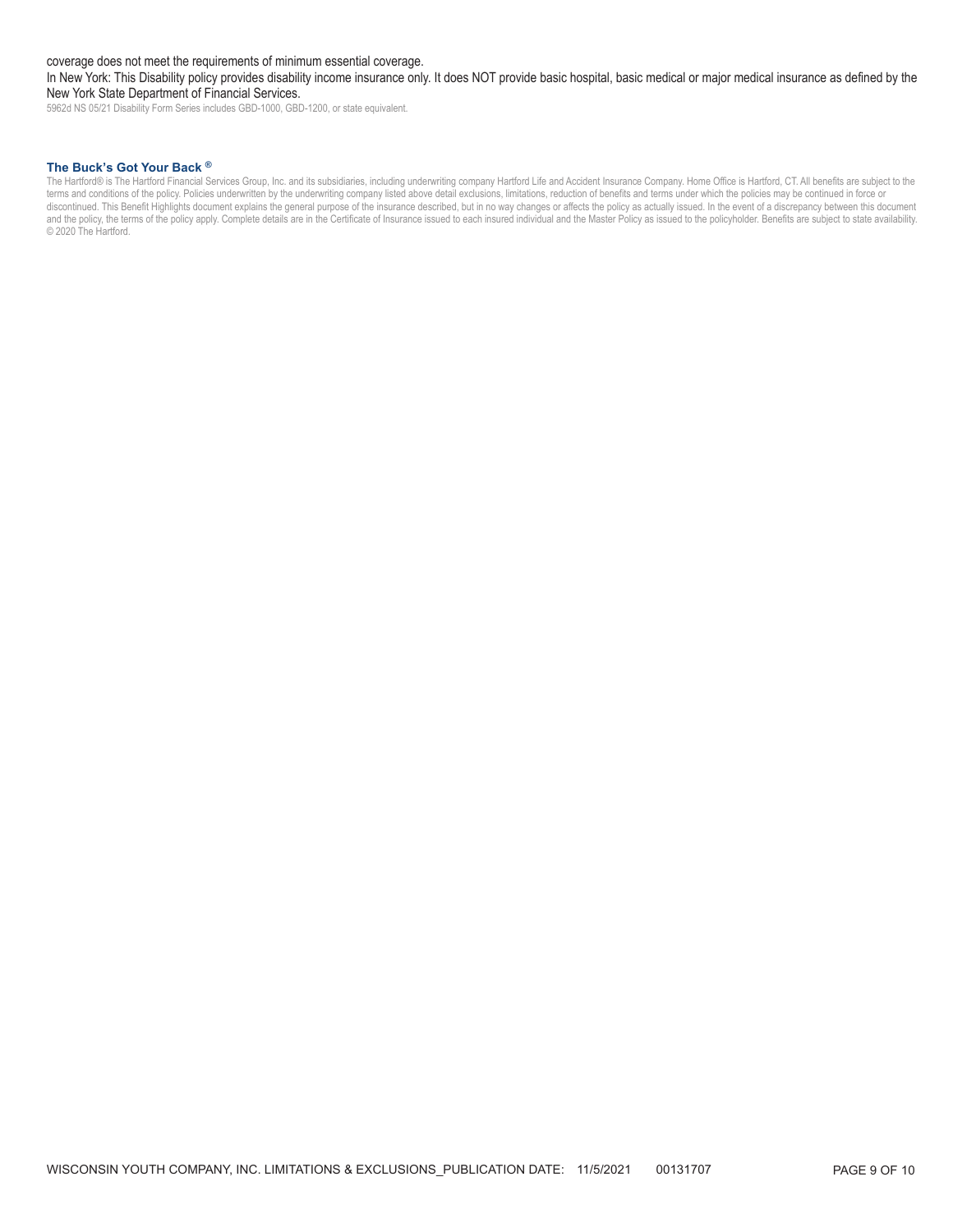coverage does not meet the requirements of minimum essential coverage.

In New York: This Disability policy provides disability income insurance only. It does NOT provide basic hospital, basic medical or major medical insurance as defined by the New York State Department of Financial Services.

5962d NS 05/21 Disability Form Series includes GBD-1000, GBD-1200, or state equivalent.

**The Buck's Got Your Back ®**

The Hartford® is The Hartford Financial Services Group, Inc. and its subsidiaries, including underwriting company Hartford Life and Accident Insurance Company. Home Office is Hartford, CT. All benefits are subject to the terms and conditions of the policy. Policies underwritten by the underwriting company listed above detail exclusions, limitations, reduction of benefits and terms under which the policies may be continued in force or discontinued. This Benefit Highlights document explains the general purpose of the insurance described, but in no way changes or affects the policy as actually issued. In the event of a discrepancy between this document and the policy, the terms of the policy apply. Complete details are in the Certificate of Insurance issued to each insured individual and the Master Policy as issued to the policyholder. Benefits are subject to state availability. © 2020 The Hartford.